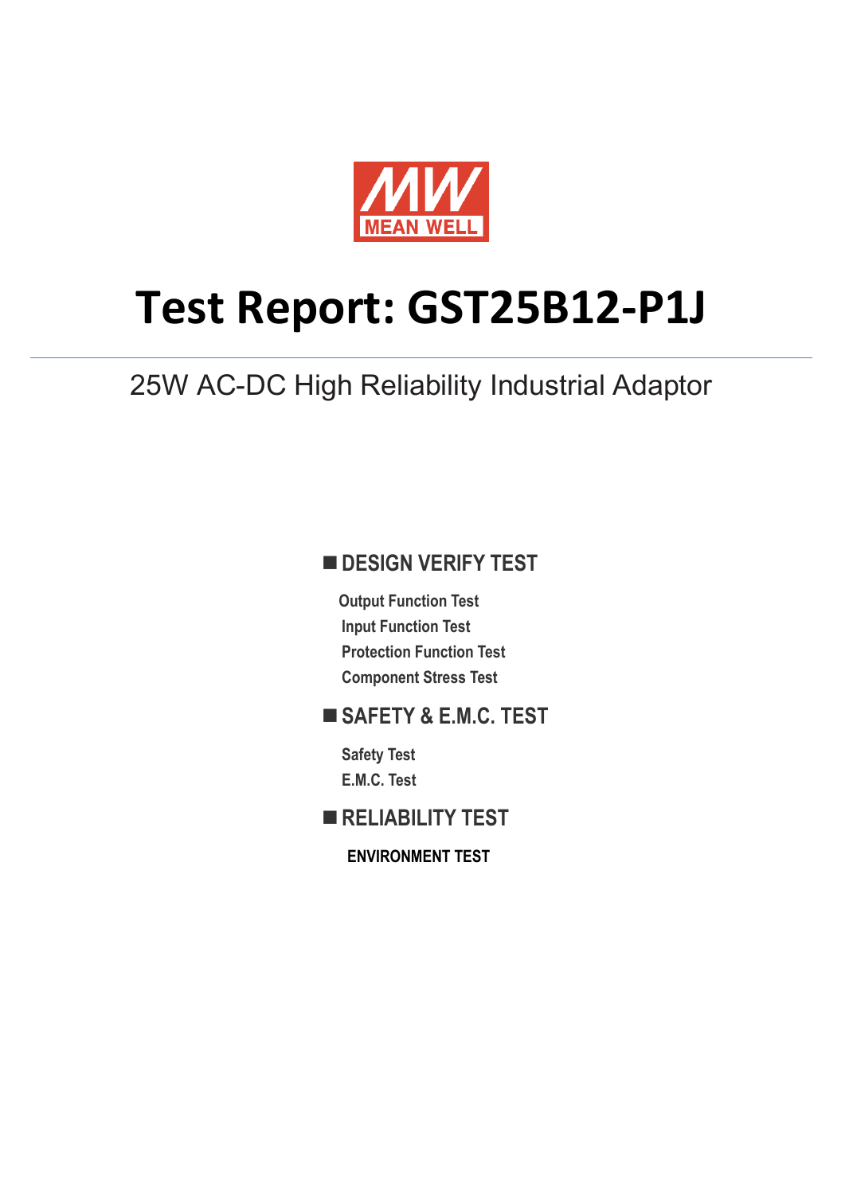MEAN WELL

# Test Report: GST25B12-P1J

25W AC-DC High Reliability Industrial Adaptor

## ■ DESIGN VERIFY TEST

- Output Function Test
- Input Function Test
- Protection Function Test
- Component Stress Test

## ■ SAFETY & E.M.C. TEST

- Safety Test
- E.M.C. Test

## ■ RELIABILITY TEST

- ENVIRONMENT TEST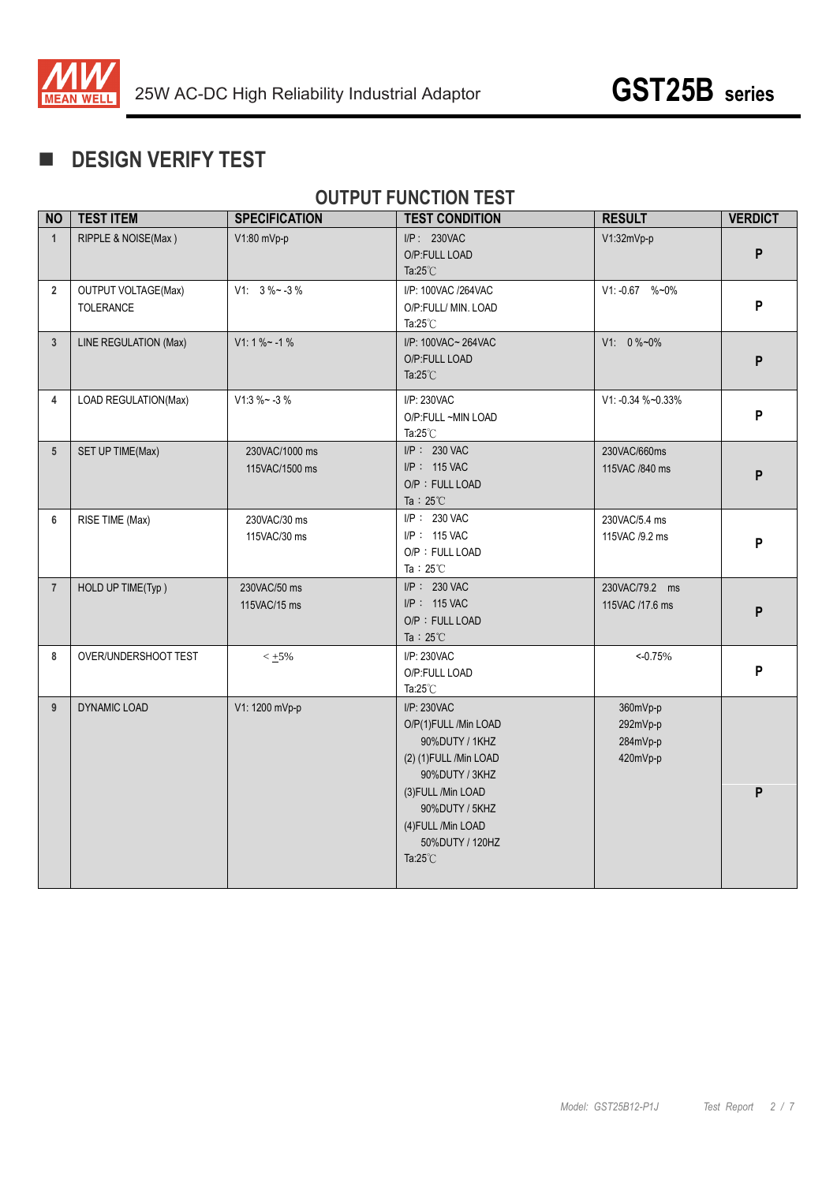## ■ DESIGN VERIFY TEST

### OUTPUT FUNCTION TEST

| NO | TEST ITEM | SPECIFICATION | TEST CONDITION | RESULT | VERDICT |
|---|---|---|---|---|---|
| 1 | RIPPLE & NOISE(Max ) | V1:80 mVp-p | I/P： 230VAC<br>O/P:FULL LOAD<br>Ta:25℃ | V1:32mVp-p | P |
| 2 | OUTPUT VOLTAGE(Max)<br>TOLERANCE | V1: 3 %~ -3 % | I/P: 100VAC /264VAC<br>O/P:FULL/ MIN. LOAD<br>Ta:25℃ | V1: -0.67 %~0% | P |
| 3 | LINE REGULATION (Max) | V1: 1 %~ -1 % | I/P: 100VAC~ 264VAC<br>O/P:FULL LOAD<br>Ta:25℃ | V1: 0 %~0% | P |
| 4 | LOAD REGULATION(Max) | V1:3 %~ -3 % | I/P: 230VAC<br>O/P:FULL ~MIN LOAD<br>Ta:25℃ | V1: -0.34 %~0.33% | P |
| 5 | SET UP TIME(Max) | 230VAC/1000 ms<br>115VAC/1500 ms | I/P： 230 VAC<br>I/P： 115 VAC<br>O/P：FULL LOAD<br>Ta：25℃ | 230VAC/660ms<br>115VAC /840 ms | P |
| 6 | RISE TIME (Max) | 230VAC/30 ms<br>115VAC/30 ms | I/P： 230 VAC<br>I/P： 115 VAC<br>O/P：FULL LOAD<br>Ta：25℃ | 230VAC/5.4 ms<br>115VAC /9.2 ms | P |
| 7 | HOLD UP TIME(Typ ) | 230VAC/50 ms<br>115VAC/15 ms | I/P： 230 VAC<br>I/P： 115 VAC<br>O/P：FULL LOAD<br>Ta：25℃ | 230VAC/79.2 ms<br>115VAC /17.6 ms | P |
| 8 | OVER/UNDERSHOOT TEST | < ±5% | I/P: 230VAC<br>O/P:FULL LOAD<br>Ta:25℃ | <-0.75% | P |
| 9 | DYNAMIC LOAD | V1: 1200 mVp-p | I/P: 230VAC<br>O/P(1)FULL /Min LOAD<br>90%DUTY / 1KHZ<br>(2) (1)FULL /Min LOAD<br>90%DUTY / 3KHZ<br>(3)FULL /Min LOAD<br>90%DUTY / 5KHZ<br>(4)FULL /Min LOAD<br>50%DUTY / 120HZ<br>Ta:25℃ | 360mVp-p<br>292mVp-p<br>284mVp-p<br>420mVp-p | P |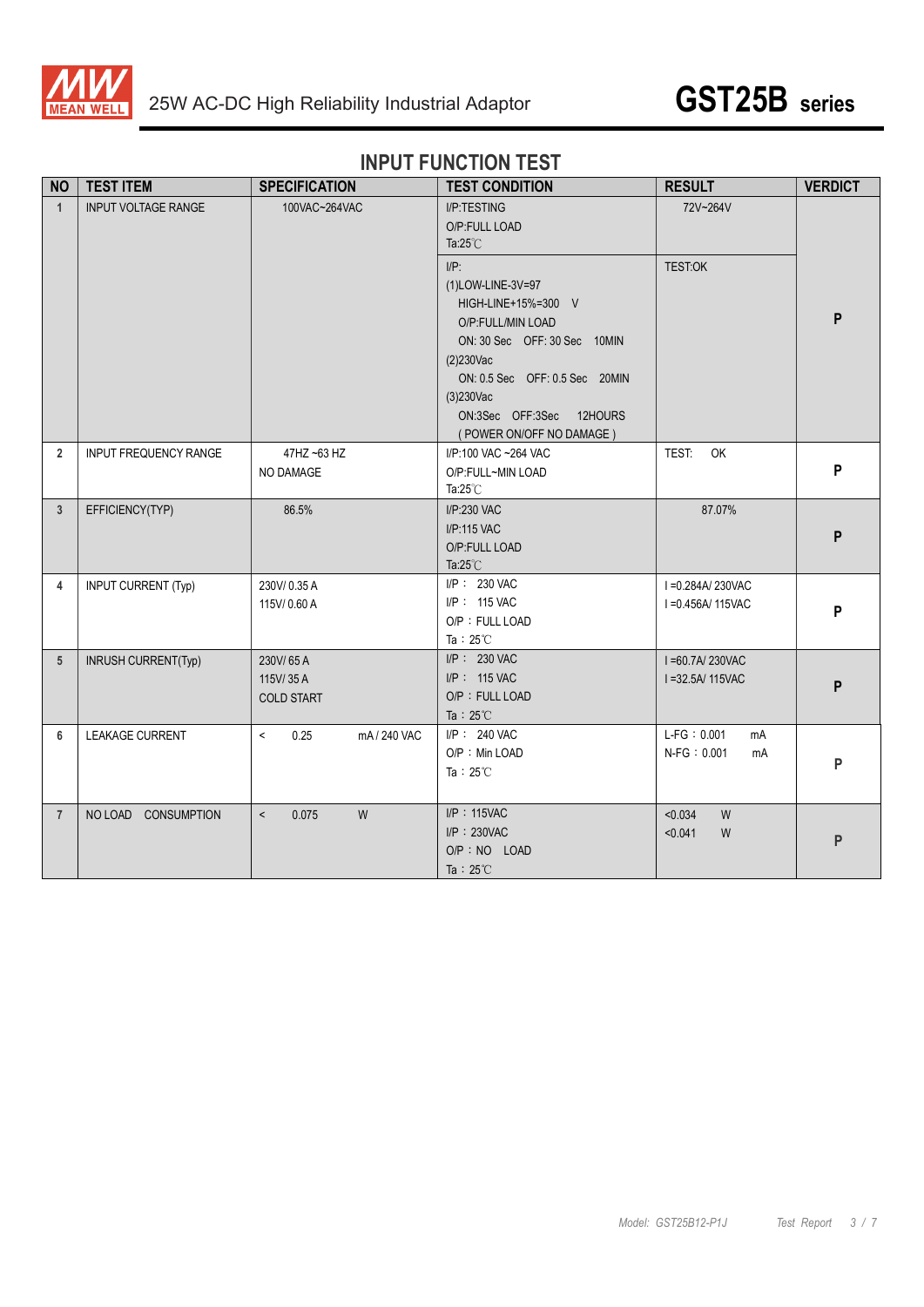# INPUT FUNCTION TEST

| NO | TEST ITEM | SPECIFICATION | TEST CONDITION | RESULT | VERDICT |
|---|---|---|---|---|---|
| 1 | INPUT VOLTAGE RANGE | 100VAC~264VAC | I/P:TESTING<br>O/P:FULL LOAD<br>Ta:25℃ | 72V~264V | P |
| | | | I/P:<br>(1)LOW-LINE-3V=97<br>HIGH-LINE+15%=300 V<br>O/P:FULL/MIN LOAD<br>ON: 30 Sec OFF: 30 Sec 10MIN<br>(2)230Vac<br>ON: 0.5 Sec OFF: 0.5 Sec 20MIN<br>(3)230Vac<br>ON:3Sec OFF:3Sec 12HOURS<br>( POWER ON/OFF NO DAMAGE ) | TEST:OK | |
| 2 | INPUT FREQUENCY RANGE | 47HZ ~63 HZ<br>NO DAMAGE | I/P:100 VAC ~264 VAC<br>O/P:FULL~MIN LOAD<br>Ta:25℃ | TEST: OK | P |
| 3 | EFFICIENCY(TYP) | 86.5% | I/P:230 VAC<br>I/P:115 VAC<br>O/P:FULL LOAD<br>Ta:25℃ | 87.07% | P |
| 4 | INPUT CURRENT (Typ) | 230V/ 0.35 A<br>115V/ 0.60 A | I/P： 230 VAC<br>I/P： 115 VAC<br>O/P：FULL LOAD<br>Ta：25℃ | I =0.284A/ 230VAC<br>I =0.456A/ 115VAC | P |
| 5 | INRUSH CURRENT(Typ) | 230V/ 65 A<br>115V/ 35 A<br>COLD START | I/P： 230 VAC<br>I/P： 115 VAC<br>O/P：FULL LOAD<br>Ta：25℃ | I =60.7A/ 230VAC<br>I =32.5A/ 115VAC | P |
| 6 | LEAKAGE CURRENT | < 0.25 mA / 240 VAC | I/P： 240 VAC<br>O/P：Min LOAD<br>Ta：25℃ | L-FG：0.001 mA<br>N-FG：0.001 mA | P |
| 7 | NO LOAD CONSUMPTION | < 0.075 W | I/P：115VAC<br>I/P：230VAC<br>O/P：NO LOAD<br>Ta：25℃ | <0.034 W<br><0.041 W | P |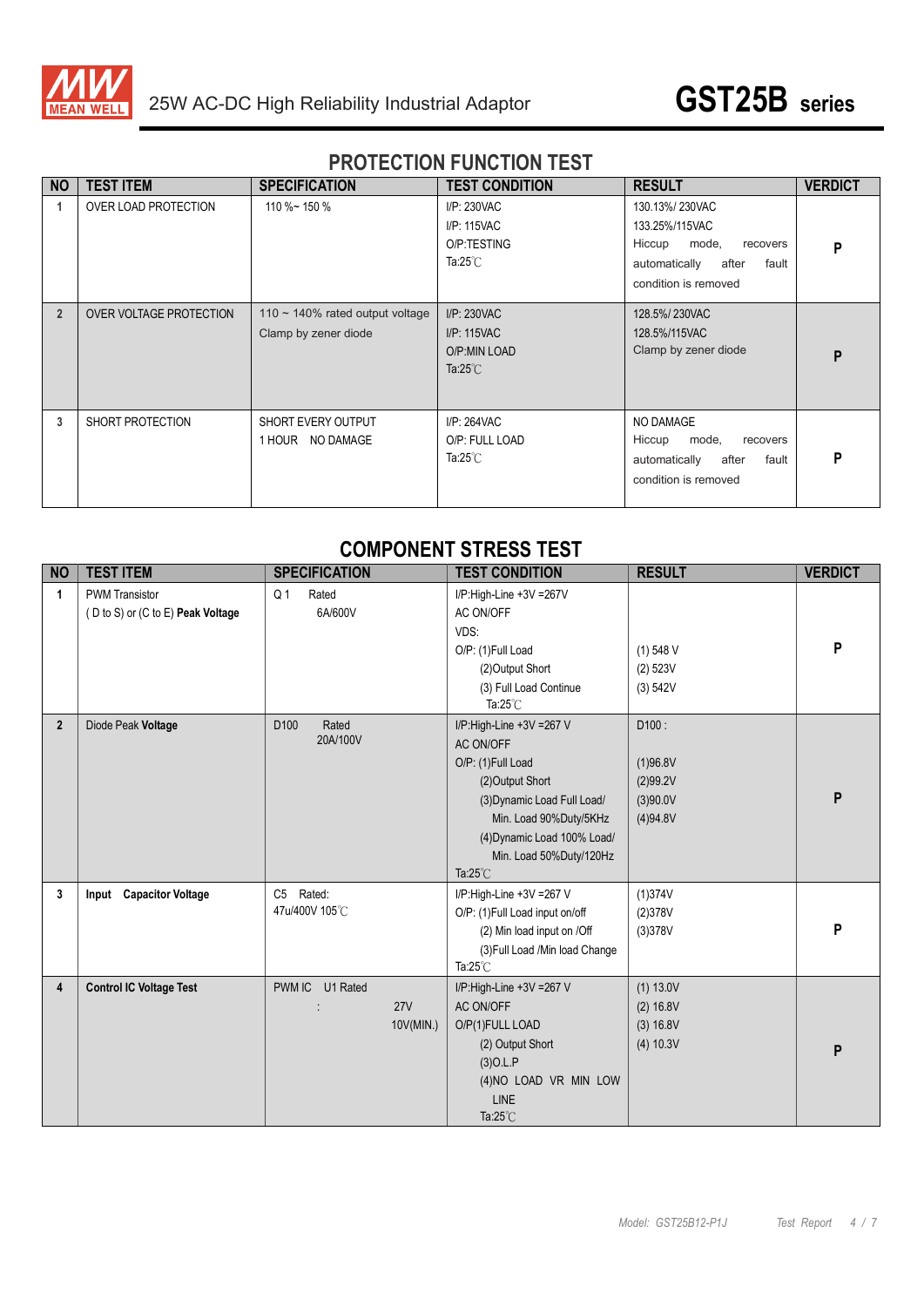# PROTECTION FUNCTION TEST

| NO | TEST ITEM | SPECIFICATION | TEST CONDITION | RESULT | VERDICT |
|---|---|---|---|---|---|
| 1 | OVER LOAD PROTECTION | 110 %~ 150 % | I/P: 230VAC<br>I/P: 115VAC<br>O/P:TESTING<br>Ta:25℃ | 130.13%/ 230VAC<br>133.25%/115VAC<br>Hiccup mode, recovers automatically after fault condition is removed | P |
| 2 | OVER VOLTAGE PROTECTION | 110 ~ 140% rated output voltage<br>Clamp by zener diode | I/P: 230VAC<br>I/P: 115VAC<br>O/P:MIN LOAD<br>Ta:25℃ | 128.5%/ 230VAC<br>128.5%/115VAC<br>Clamp by zener diode | P |
| 3 | SHORT PROTECTION | SHORT EVERY OUTPUT<br>1 HOUR NO DAMAGE | I/P: 264VAC<br>O/P: FULL LOAD<br>Ta:25℃ | NO DAMAGE<br>Hiccup mode, recovers automatically after fault condition is removed | P |

# COMPONENT STRESS TEST

| NO | TEST ITEM | SPECIFICATION | TEST CONDITION | RESULT | VERDICT |
|---|---|---|---|---|---|
| 1 | PWM Transistor<br>( D to S) or (C to E) **Peak Voltage** | Q 1 Rated<br>6A/600V | I/P:High-Line +3V =267V<br>AC ON/OFF<br>VDS:<br>O/P: (1)Full Load<br>(2)Output Short<br>(3) Full Load Continue<br>Ta:25℃ | (1) 548 V<br>(2) 523V<br>(3) 542V | P |
| 2 | Diode Peak **Voltage** | D100 Rated<br>20A/100V | I/P:High-Line +3V =267 V<br>AC ON/OFF<br>O/P: (1)Full Load<br>(2)Output Short<br>(3)Dynamic Load Full Load/ Min. Load 90%Duty/5KHz<br>(4)Dynamic Load 100% Load/ Min. Load 50%Duty/120Hz<br>Ta:25℃ | D100 :<br>(1)96.8V<br>(2)99.2V<br>(3)90.0V<br>(4)94.8V | P |
| 3 | **Input Capacitor Voltage** | C5 Rated:<br>47u/400V 105℃ | I/P:High-Line +3V =267 V<br>O/P: (1)Full Load input on/off<br>(2) Min load input on /Off<br>(3)Full Load /Min load Change<br>Ta:25℃ | (1)374V<br>(2)378V<br>(3)378V | P |
| 4 | **Control IC Voltage Test** | PWM IC U1 Rated<br>: 27V<br>10V(MIN.) | I/P:High-Line +3V =267 V<br>AC ON/OFF<br>O/P(1)FULL LOAD<br>(2) Output Short<br>(3)O.L.P<br>(4)NO LOAD VR MIN LOW LINE<br>Ta:25℃ | (1) 13.0V<br>(2) 16.8V<br>(3) 16.8V<br>(4) 10.3V | P |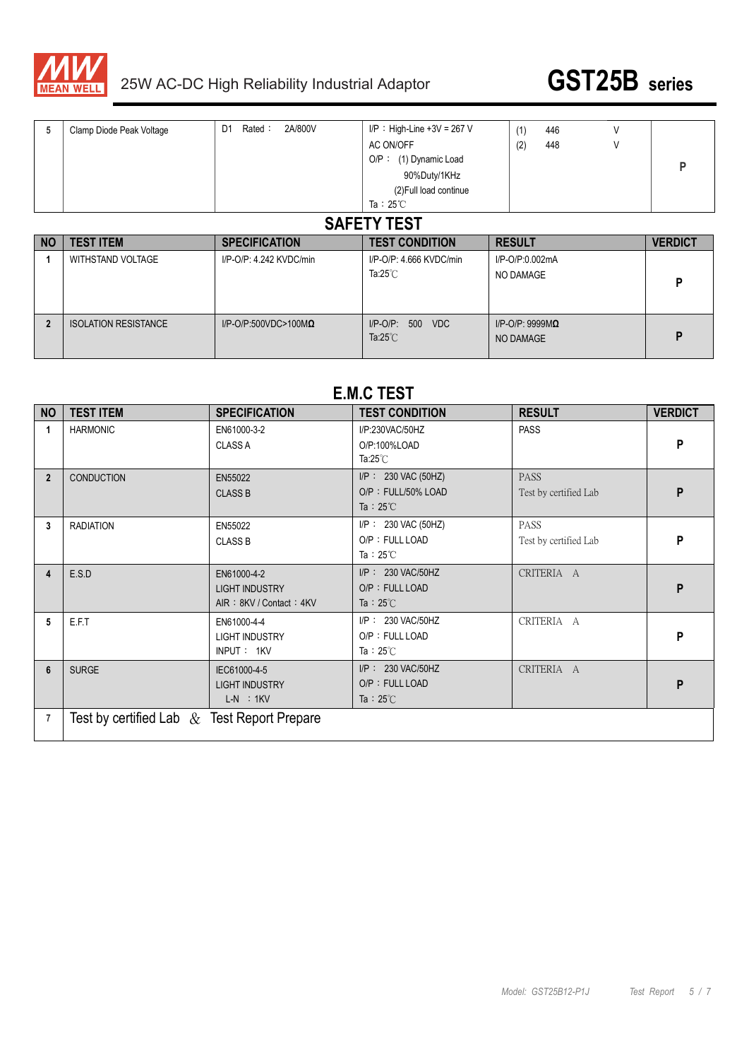| 5 | Clamp Diode Peak Voltage | D1 Rated : 2A/800V | I/P : High-Line +3V = 267 V<br>AC ON/OFF<br>O/P : (1) Dynamic Load<br>90%Duty/1KHz<br>(2)Full load continue<br>Ta : 25℃ | (1) 446 V<br>(2) 448 V | P |
|---|---|---|---|---|---|

## SAFETY TEST

| NO | TEST ITEM | SPECIFICATION | TEST CONDITION | RESULT | VERDICT |
|---|---|---|---|---|---|
| 1 | WITHSTAND VOLTAGE | I/P-O/P: 4.242 KVDC/min | I/P-O/P: 4.666 KVDC/min<br>Ta:25℃ | I/P-O/P:0.002mA<br>NO DAMAGE | P |
| 2 | ISOLATION RESISTANCE | I/P-O/P:500VDC>100MΩ | I/P-O/P: 500 VDC<br>Ta:25℃ | I/P-O/P: 9999MΩ<br>NO DAMAGE | P |

## E.M.C TEST

| NO | TEST ITEM | SPECIFICATION | TEST CONDITION | RESULT | VERDICT |
|---|---|---|---|---|---|
| 1 | HARMONIC | EN61000-3-2<br>CLASS A | I/P:230VAC/50HZ<br>O/P:100%LOAD<br>Ta:25℃ | PASS | P |
| 2 | CONDUCTION | EN55022<br>CLASS B | I/P : 230 VAC (50HZ)<br>O/P : FULL/50% LOAD<br>Ta : 25℃ | PASS<br>Test by certified Lab | P |
| 3 | RADIATION | EN55022<br>CLASS B | I/P : 230 VAC (50HZ)<br>O/P : FULL LOAD<br>Ta : 25℃ | PASS<br>Test by certified Lab | P |
| 4 | E.S.D | EN61000-4-2<br>LIGHT INDUSTRY<br>AIR : 8KV / Contact : 4KV | I/P : 230 VAC/50HZ<br>O/P : FULL LOAD<br>Ta : 25℃ | CRITERIA A | P |
| 5 | E.F.T | EN61000-4-4<br>LIGHT INDUSTRY<br>INPUT : 1KV | I/P : 230 VAC/50HZ<br>O/P : FULL LOAD<br>Ta : 25℃ | CRITERIA A | P |
| 6 | SURGE | IEC61000-4-5<br>LIGHT INDUSTRY<br>L-N : 1KV | I/P : 230 VAC/50HZ<br>O/P : FULL LOAD<br>Ta : 25℃ | CRITERIA A | P |
| 7 | Test by certified Lab & Test Report Prepare | | | | |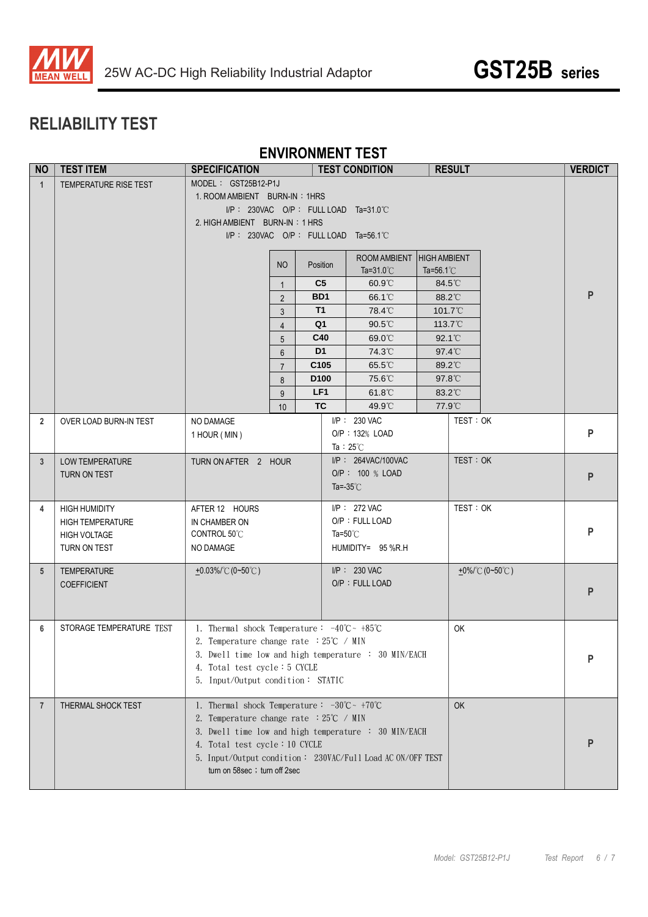# RELIABILITY TEST

## ENVIRONMENT TEST

| NO | TEST ITEM | SPECIFICATION | TEST CONDITION | RESULT | VERDICT |
|---|---|---|---|---|---|
| 1 | TEMPERATURE RISE TEST | MODEL： GST25B12-P1J<br>1. ROOM AMBIENT BURN-IN：1HRS<br>I/P： 230VAC O/P： FULL LOAD Ta=31.0℃<br>2. HIGH AMBIENT BURN-IN：1 HRS<br>I/P： 230VAC O/P： FULL LOAD Ta=56.1℃ | | | P |
| 2 | OVER LOAD BURN-IN TEST | NO DAMAGE<br>1 HOUR ( MIN ) | I/P： 230 VAC<br>O/P：132% LOAD<br>Ta：25℃ | TEST：OK | P |
| 3 | LOW TEMPERATURE TURN ON TEST | TURN ON AFTER 2 HOUR | I/P： 264VAC/100VAC<br>O/P： 100 % LOAD<br>Ta=-35℃ | TEST：OK | P |
| 4 | HIGH HUMIDITY HIGH TEMPERATURE HIGH VOLTAGE TURN ON TEST | AFTER 12 HOURS<br>IN CHAMBER ON<br>CONTROL 50℃<br>NO DAMAGE | I/P： 272 VAC<br>O/P：FULL LOAD<br>Ta=50℃<br>HUMIDITY= 95 %R.H | TEST：OK | P |
| 5 | TEMPERATURE COEFFICIENT | ±0.03%/℃ (0~50℃) | I/P： 230 VAC<br>O/P：FULL LOAD | ±0%/℃ (0~50℃) | P |
| 6 | STORAGE TEMPERATURE TEST | 1. Thermal shock Temperature： -40℃ ~ +85℃<br>2. Temperature change rate ：25℃ / MIN<br>3. Dwell time low and high temperature ： 30 MIN/EACH<br>4. Total test cycle：5 CYCLE<br>5. Input/Output condition： STATIC | | OK | P |
| 7 | THERMAL SHOCK TEST | 1. Thermal shock Temperature： -30℃ ~ +70℃<br>2. Temperature change rate ：25℃ / MIN<br>3. Dwell time low and high temperature ： 30 MIN/EACH<br>4. Total test cycle：10 CYCLE<br>5. Input/Output condition： 230VAC/Full Load AC ON/OFF TEST turn on 58sec；turn off 2sec | | OK | P |

Temperature rise test results (Test item 1):

| NO | Position | ROOM AMBIENT Ta=31.0℃ | HIGH AMBIENT Ta=56.1℃ |
|---|---|---|---|
| 1 | C5 | 60.9℃ | 84.5℃ |
| 2 | BD1 | 66.1℃ | 88.2℃ |
| 3 | T1 | 78.4℃ | 101.7℃ |
| 4 | Q1 | 90.5℃ | 113.7℃ |
| 5 | C40 | 69.0℃ | 92.1℃ |
| 6 | D1 | 74.3℃ | 97.4℃ |
| 7 | C105 | 65.5℃ | 89.2℃ |
| 8 | D100 | 75.6℃ | 97.8℃ |
| 9 | LF1 | 61.8℃ | 83.2℃ |
| 10 | TC | 49.9℃ | 77.9℃ |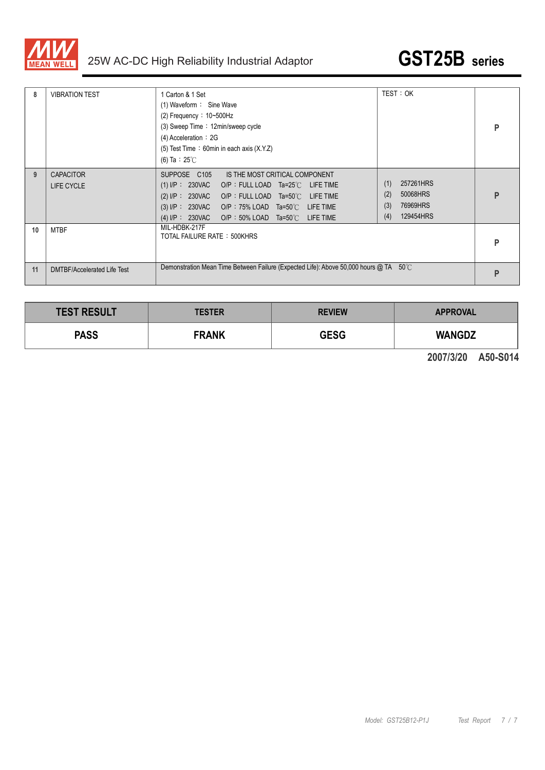| | | | | |
|---|---|---|---|---|
| 8 | VIBRATION TEST | 1 Carton & 1 Set<br>(1) Waveform： Sine Wave<br>(2) Frequency：10~500Hz<br>(3) Sweep Time：12min/sweep cycle<br>(4) Acceleration：2G<br>(5) Test Time：60min in each axis (X.Y.Z)<br>(6) Ta：25℃ | TEST：OK | P |
| 9 | CAPACITOR<br>LIFE CYCLE | SUPPOSE C105 IS THE MOST CRITICAL COMPONENT<br>(1) I/P： 230VAC O/P：FULL LOAD Ta=25℃ LIFE TIME<br>(2) I/P： 230VAC O/P：FULL LOAD Ta=50℃ LIFE TIME<br>(3) I/P： 230VAC O/P：75% LOAD Ta=50℃ LIFE TIME<br>(4) I/P： 230VAC O/P：50% LOAD Ta=50℃ LIFE TIME | (1) 257261HRS<br>(2) 50068HRS<br>(3) 76969HRS<br>(4) 129454HRS | P |
| 10 | MTBF | MIL-HDBK-217F<br>TOTAL FAILURE RATE：500KHRS | | P |
| 11 | DMTBF/Accelerated Life Test | Demonstration Mean Time Between Failure (Expected Life): Above 50,000 hours @ TA 50℃ | | P |

| TEST RESULT | TESTER | REVIEW | APPROVAL |
|---|---|---|---|
| **PASS** | **FRANK** | **GESG** | **WANGDZ** |

**2007/3/20 A50-S014**